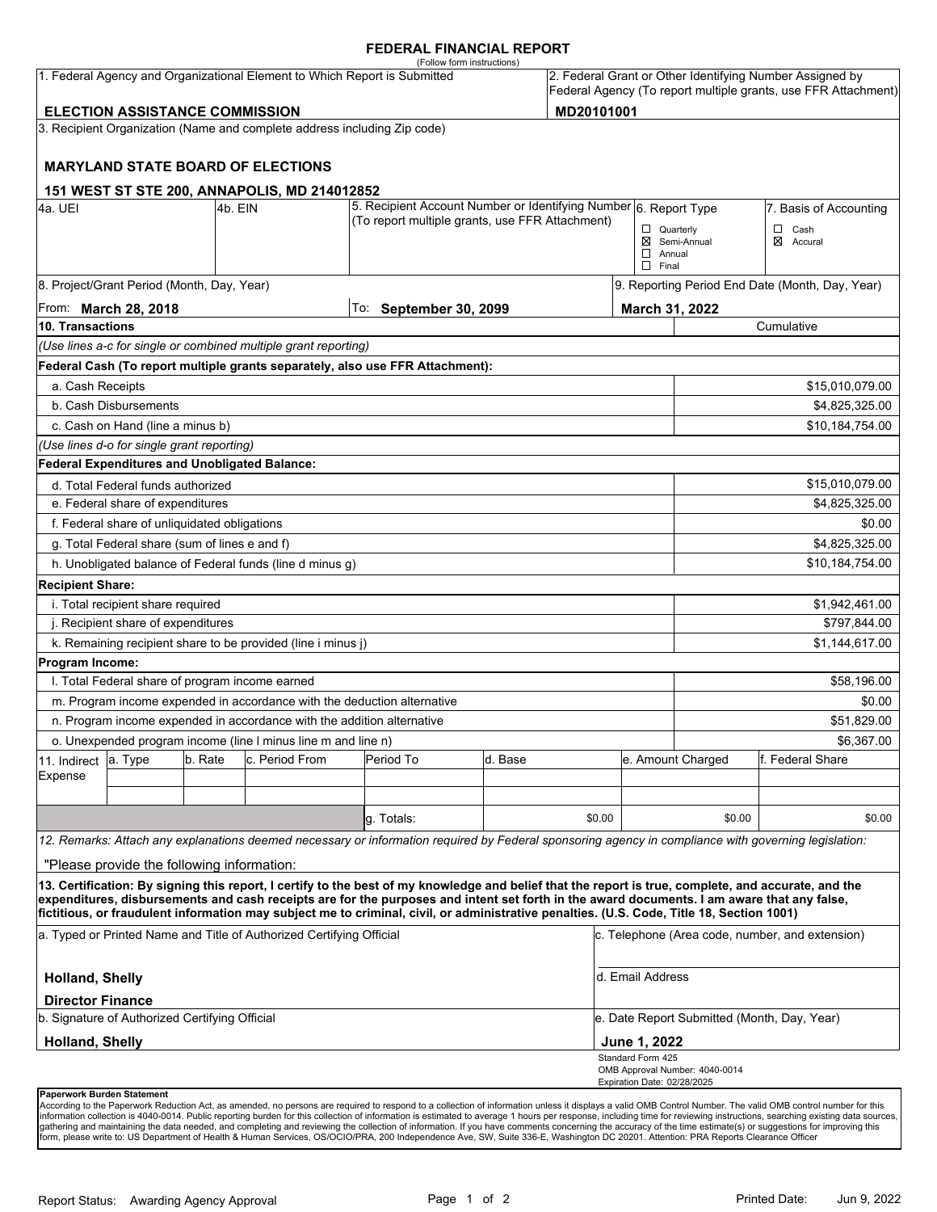# FEDERAL FINANCIAL REPORT

(Follow form instructions)

| 1. Federal Agency and Organizational Element to Which Report is Submitted | 2. Federal Grant or Other Identifying Number Assigned by Federal Agency (To report multiple grants, use FFR Attachment) |
|---|---|
| **ELECTION ASSISTANCE COMMISSION** | **MD20101001** |

3. Recipient Organization (Name and complete address including Zip code)

**MARYLAND STATE BOARD OF ELECTIONS**

**151 WEST ST STE 200, ANNAPOLIS, MD 214012852**

| 4a. UEI | 4b. EIN | 5. Recipient Account Number or Identifying Number (To report multiple grants, use FFR Attachment) | 6. Report Type | 7. Basis of Accounting |
|---|---|---|---|---|
| | | | ☐ Quarterly<br>☒ Semi-Annual<br>☐ Annual<br>☐ Final | ☐ Cash<br>☒ Accural |

| 8. Project/Grant Period (Month, Day, Year) | | 9. Reporting Period End Date (Month, Day, Year) |
|---|---|---|
| From: **March 28, 2018** | To: **September 30, 2099** | **March 31, 2022** |

| 10. Transactions | Cumulative |
|---|---|
| *(Use lines a-c for single or combined multiple grant reporting)* | |
| **Federal Cash (To report multiple grants separately, also use FFR Attachment):** | |
| a. Cash Receipts | $15,010,079.00 |
| b. Cash Disbursements | $4,825,325.00 |
| c. Cash on Hand (line a minus b) | $10,184,754.00 |
| *(Use lines d-o for single grant reporting)* | |
| **Federal Expenditures and Unobligated Balance:** | |
| d. Total Federal funds authorized | $15,010,079.00 |
| e. Federal share of expenditures | $4,825,325.00 |
| f. Federal share of unliquidated obligations | $0.00 |
| g. Total Federal share (sum of lines e and f) | $4,825,325.00 |
| h. Unobligated balance of Federal funds (line d minus g) | $10,184,754.00 |
| **Recipient Share:** | |
| i. Total recipient share required | $1,942,461.00 |
| j. Recipient share of expenditures | $797,844.00 |
| k. Remaining recipient share to be provided (line i minus j) | $1,144,617.00 |
| **Program Income:** | |
| l. Total Federal share of program income earned | $58,196.00 |
| m. Program income expended in accordance with the deduction alternative | $0.00 |
| n. Program income expended in accordance with the addition alternative | $51,829.00 |
| o. Unexpended program income (line l minus line m and line n) | $6,367.00 |

| 11. Indirect Expense | a. Type | b. Rate | c. Period From | Period To | d. Base | e. Amount Charged | f. Federal Share |
|---|---|---|---|---|---|---|---|
| | | | | | | | |
| | | | | | | | |
| | | | | g. Totals: | $0.00 | $0.00 | $0.00 |

*12. Remarks: Attach any explanations deemed necessary or information required by Federal sponsoring agency in compliance with governing legislation:*

"Please provide the following information:

**13. Certification: By signing this report, I certify to the best of my knowledge and belief that the report is true, complete, and accurate, and the expenditures, disbursements and cash receipts are for the purposes and intent set forth in the award documents. I am aware that any false, fictitious, or fraudulent information may subject me to criminal, civil, or administrative penalties. (U.S. Code, Title 18, Section 1001)**

| a. Typed or Printed Name and Title of Authorized Certifying Official | c. Telephone (Area code, number, and extension) |
|---|---|
| **Holland, Shelly**<br>**Director Finance** | d. Email Address |
| b. Signature of Authorized Certifying Official | e. Date Report Submitted (Month, Day, Year) |
| **Holland, Shelly** | **June 1, 2022** |

Standard Form 425
OMB Approval Number: 4040-0014
Expiration Date: 02/28/2025

**Paperwork Burden Statement**

According to the Paperwork Reduction Act, as amended, no persons are required to respond to a collection of information unless it displays a valid OMB Control Number. The valid OMB control number for this information collection is 4040-0014. Public reporting burden for this collection of information is estimated to average 1 hours per response, including time for reviewing instructions, searching existing data sources, gathering and maintaining the data needed, and completing and reviewing the collection of information. If you have comments concerning the accuracy of the time estimate(s) or suggestions for improving this form, please write to: US Department of Health & Human Services, OS/OCIO/PRA, 200 Independence Ave, SW, Suite 336-E, Washington DC 20201. Attention: PRA Reports Clearance Officer

Report Status: Awarding Agency Approval

Printed Date: Jun 9, 2022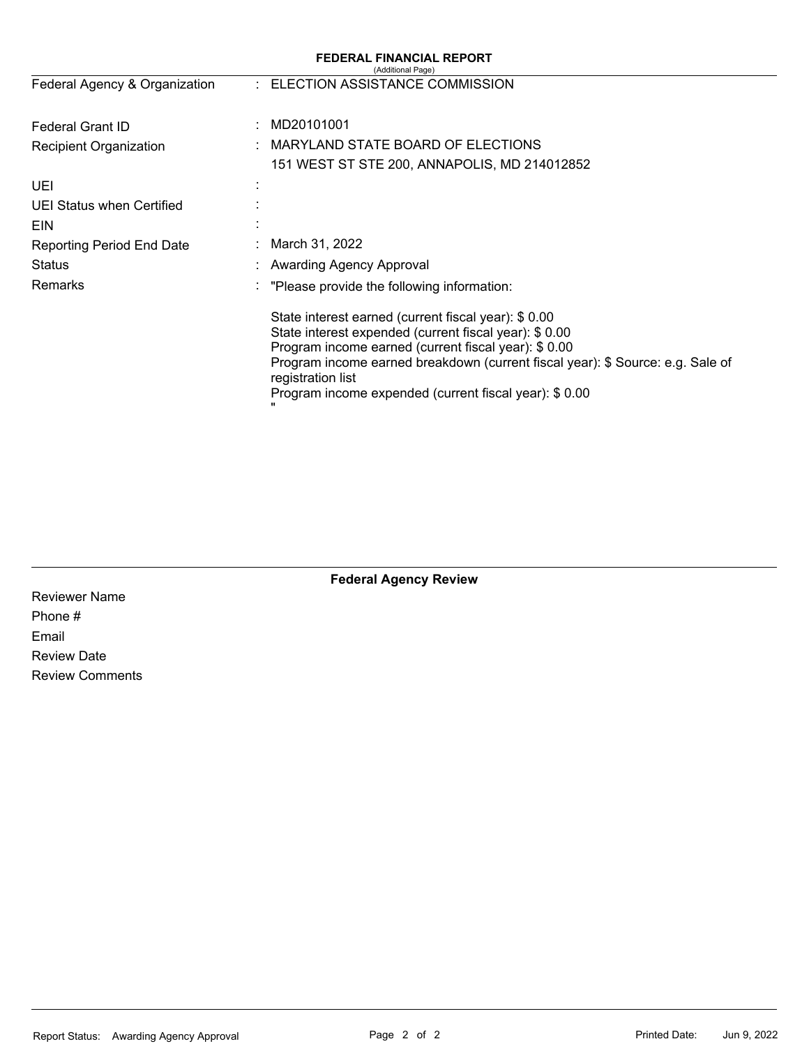# FEDERAL FINANCIAL REPORT

(Additional Page)

| | | |
|---|---|---|
| Federal Agency & Organization | : | ELECTION ASSISTANCE COMMISSION |
| Federal Grant ID | : | MD20101001 |
| Recipient Organization | : | MARYLAND STATE BOARD OF ELECTIONS<br>151 WEST ST STE 200, ANNAPOLIS, MD 214012852 |
| UEI | : | |
| UEI Status when Certified | : | |
| EIN | : | |
| Reporting Period End Date | : | March 31, 2022 |
| Status | : | Awarding Agency Approval |
| Remarks | : | "Please provide the following information:<br><br>State interest earned (current fiscal year): $ 0.00<br>State interest expended (current fiscal year): $ 0.00<br>Program income earned (current fiscal year): $ 0.00<br>Program income earned breakdown (current fiscal year): $ Source: e.g. Sale of registration list<br>Program income expended (current fiscal year): $ 0.00<br>" |

## Federal Agency Review

Reviewer Name

Phone #

Email

Review Date

Review Comments

Report Status: Awarding Agency Approval

Printed Date: Jun 9, 2022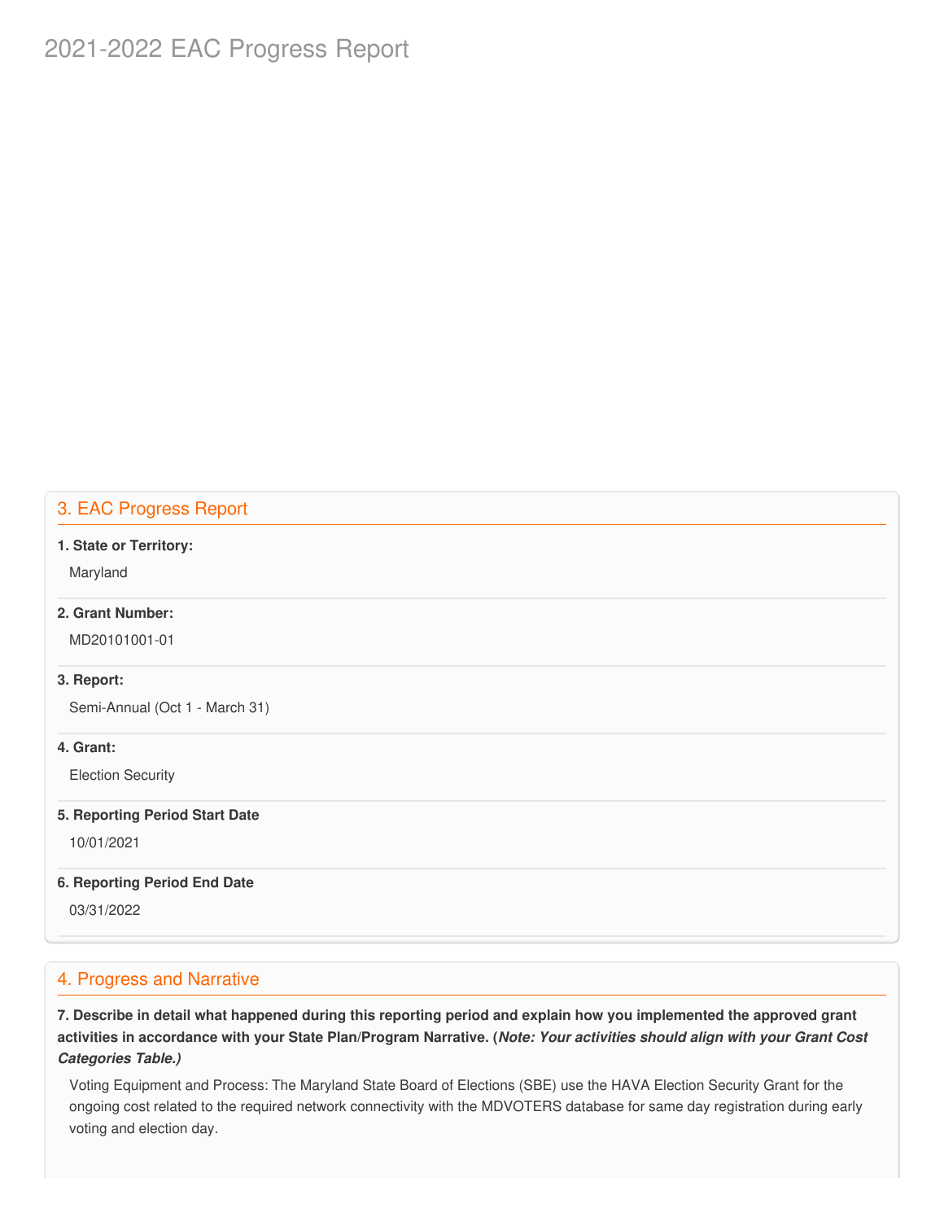# 2021-2022 EAC Progress Report

## 3. EAC Progress Report

**1. State or Territory:**

Maryland

**2. Grant Number:**

MD20101001-01

**3. Report:**

Semi-Annual (Oct 1 - March 31)

**4. Grant:**

Election Security

**5. Reporting Period Start Date**

10/01/2021

**6. Reporting Period End Date**

03/31/2022

## 4. Progress and Narrative

**7. Describe in detail what happened during this reporting period and explain how you implemented the approved grant activities in accordance with your State Plan/Program Narrative. (*Note: Your activities should align with your Grant Cost Categories Table.)***

Voting Equipment and Process: The Maryland State Board of Elections (SBE) use the HAVA Election Security Grant for the ongoing cost related to the required network connectivity with the MDVOTERS database for same day registration during early voting and election day.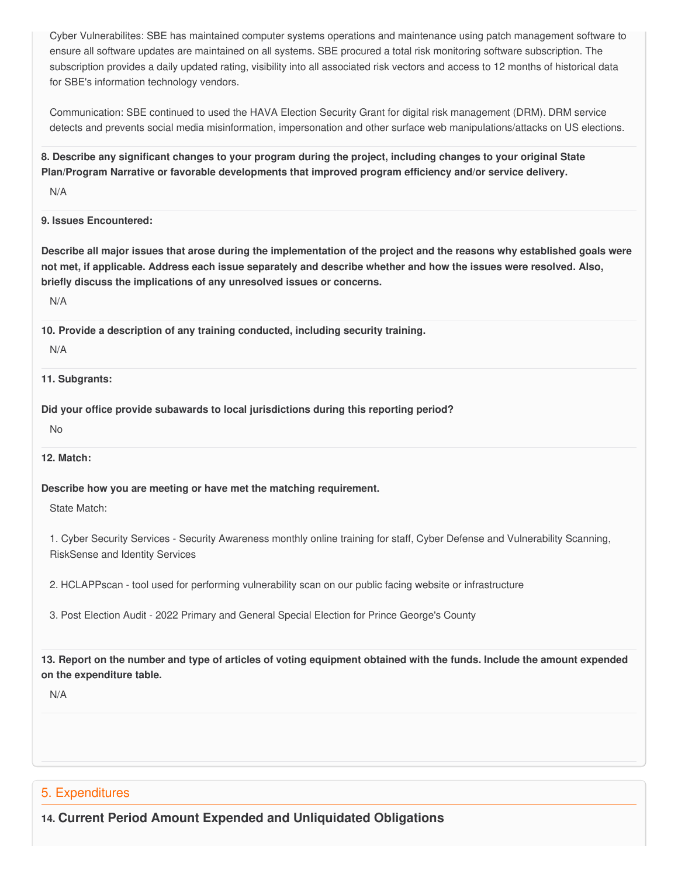Cyber Vulnerabilites: SBE has maintained computer systems operations and maintenance using patch management software to ensure all software updates are maintained on all systems. SBE procured a total risk monitoring software subscription. The subscription provides a daily updated rating, visibility into all associated risk vectors and access to 12 months of historical data for SBE's information technology vendors.

Communication: SBE continued to used the HAVA Election Security Grant for digital risk management (DRM). DRM service detects and prevents social media misinformation, impersonation and other surface web manipulations/attacks on US elections.

**8. Describe any significant changes to your program during the project, including changes to your original State Plan/Program Narrative or favorable developments that improved program efficiency and/or service delivery.**

N/A

**9. Issues Encountered:**

**Describe all major issues that arose during the implementation of the project and the reasons why established goals were not met, if applicable. Address each issue separately and describe whether and how the issues were resolved. Also, briefly discuss the implications of any unresolved issues or concerns.**

N/A

**10. Provide a description of any training conducted, including security training.**

N/A

**11. Subgrants:**

**Did your office provide subawards to local jurisdictions during this reporting period?**

No

**12. Match:**

**Describe how you are meeting or have met the matching requirement.**

State Match:

1. Cyber Security Services - Security Awareness monthly online training for staff, Cyber Defense and Vulnerability Scanning, RiskSense and Identity Services

2. HCLAPPscan - tool used for performing vulnerability scan on our public facing website or infrastructure

3. Post Election Audit - 2022 Primary and General Special Election for Prince George's County

**13. Report on the number and type of articles of voting equipment obtained with the funds. Include the amount expended on the expenditure table.**

N/A

## 5. Expenditures

### 14. Current Period Amount Expended and Unliquidated Obligations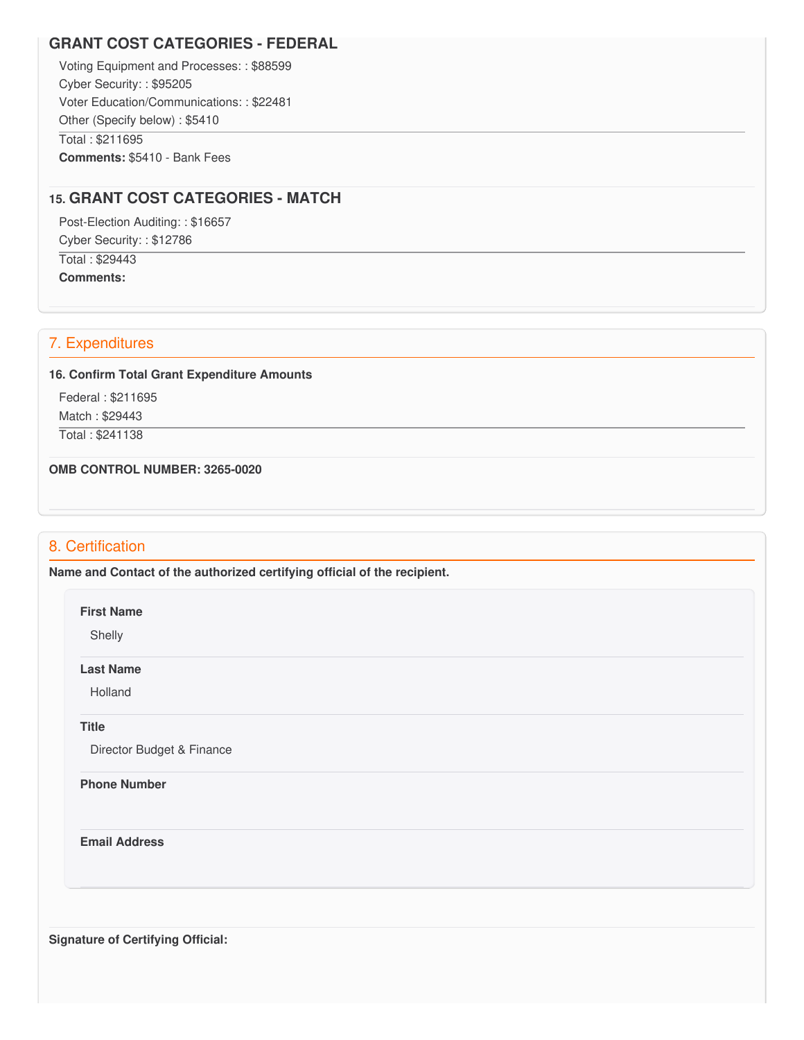## GRANT COST CATEGORIES - FEDERAL

Voting Equipment and Processes: : $88599
Cyber Security: : $95205
Voter Education/Communications: : $22481
Other (Specify below) : $5410

Total : $211695

**Comments:** $5410 - Bank Fees

## 15. GRANT COST CATEGORIES - MATCH

Post-Election Auditing: : $16657
Cyber Security: : $12786

Total : $29443

**Comments:**

## 7. Expenditures

**16. Confirm Total Grant Expenditure Amounts**

Federal : $211695
Match : $29443

Total : $241138

**OMB CONTROL NUMBER: 3265-0020**

## 8. Certification

**Name and Contact of the authorized certifying official of the recipient.**

**First Name**

Shelly

**Last Name**

Holland

**Title**

Director Budget & Finance

**Phone Number**

**Email Address**

**Signature of Certifying Official:**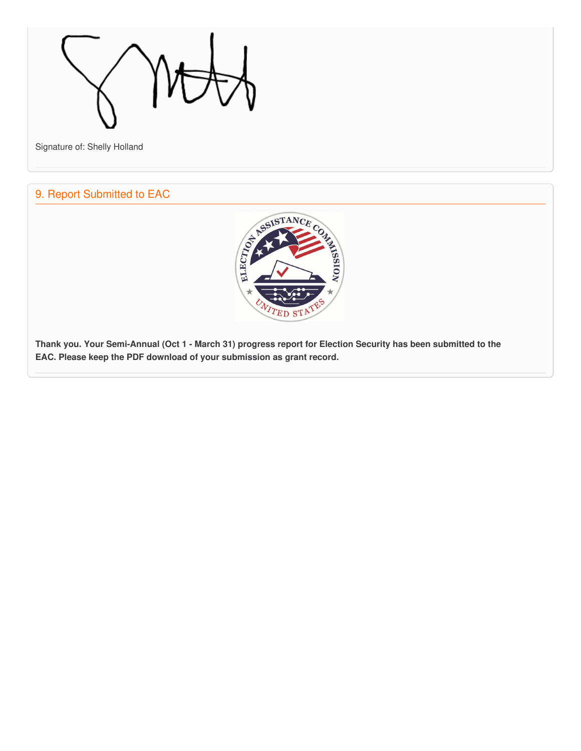Signature of: Shelly Holland

## 9. Report Submitted to EAC

**Thank you. Your Semi-Annual (Oct 1 - March 31) progress report for Election Security has been submitted to the EAC. Please keep the PDF download of your submission as grant record.**